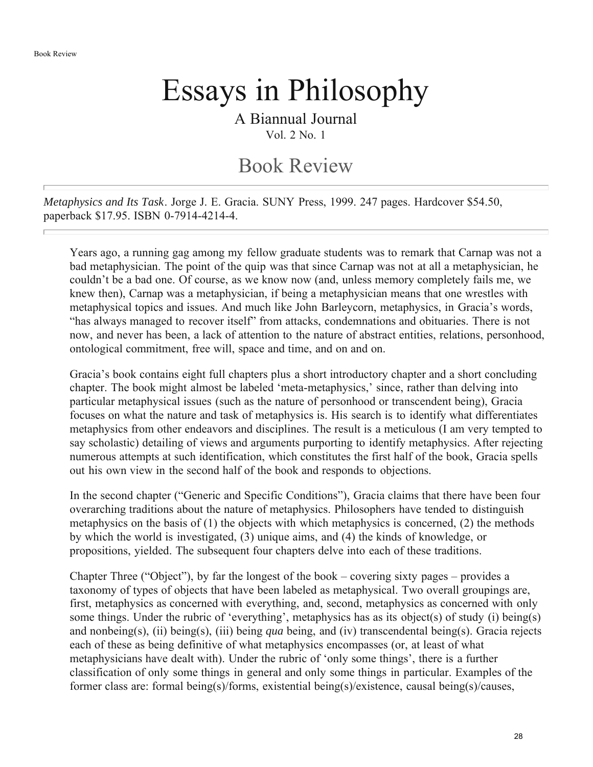# Essays in Philosophy

A Biannual Journal

Vol. 2 No. 1

## Book Review

---

*Metaphysics and Its Task*. Jorge J. E. Gracia. SUNY Press, 1999. 247 pages. Hardcover $54.50, paperback $17.95. ISBN 0-7914-4214-4.

---

Years ago, a running gag among my fellow graduate students was to remark that Carnap was not a bad metaphysician. The point of the quip was that since Carnap was not at all a metaphysician, he couldn't be a bad one. Of course, as we know now (and, unless memory completely fails me, we knew then), Carnap was a metaphysician, if being a metaphysician means that one wrestles with metaphysical topics and issues. And much like John Barleycorn, metaphysics, in Gracia's words, "has always managed to recover itself" from attacks, condemnations and obituaries. There is not now, and never has been, a lack of attention to the nature of abstract entities, relations, personhood, ontological commitment, free will, space and time, and on and on.

Gracia's book contains eight full chapters plus a short introductory chapter and a short concluding chapter. The book might almost be labeled 'meta-metaphysics,' since, rather than delving into particular metaphysical issues (such as the nature of personhood or transcendent being), Gracia focuses on what the nature and task of metaphysics is. His search is to identify what differentiates metaphysics from other endeavors and disciplines. The result is a meticulous (I am very tempted to say scholastic) detailing of views and arguments purporting to identify metaphysics. After rejecting numerous attempts at such identification, which constitutes the first half of the book, Gracia spells out his own view in the second half of the book and responds to objections.

In the second chapter ("Generic and Specific Conditions"), Gracia claims that there have been four overarching traditions about the nature of metaphysics. Philosophers have tended to distinguish metaphysics on the basis of (1) the objects with which metaphysics is concerned, (2) the methods by which the world is investigated, (3) unique aims, and (4) the kinds of knowledge, or propositions, yielded. The subsequent four chapters delve into each of these traditions.

Chapter Three ("Object"), by far the longest of the book – covering sixty pages – provides a taxonomy of types of objects that have been labeled as metaphysical. Two overall groupings are, first, metaphysics as concerned with everything, and, second, metaphysics as concerned with only some things. Under the rubric of 'everything', metaphysics has as its object(s) of study (i) being(s) and nonbeing(s), (ii) being(s), (iii) being *qua* being, and (iv) transcendental being(s). Gracia rejects each of these as being definitive of what metaphysics encompasses (or, at least of what metaphysicians have dealt with). Under the rubric of 'only some things', there is a further classification of only some things in general and only some things in particular. Examples of the former class are: formal being(s)/forms, existential being(s)/existence, causal being(s)/causes,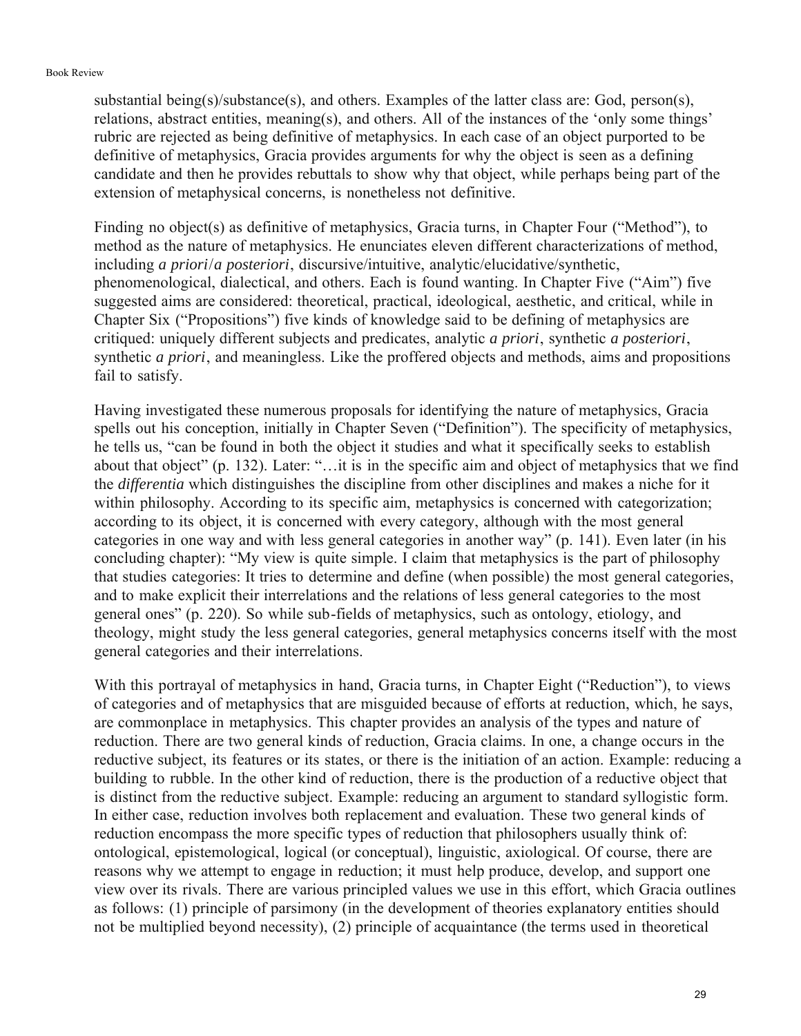substantial being(s)/substance(s), and others. Examples of the latter class are: God, person(s), relations, abstract entities, meaning(s), and others. All of the instances of the 'only some things' rubric are rejected as being definitive of metaphysics. In each case of an object purported to be definitive of metaphysics, Gracia provides arguments for why the object is seen as a defining candidate and then he provides rebuttals to show why that object, while perhaps being part of the extension of metaphysical concerns, is nonetheless not definitive.

Finding no object(s) as definitive of metaphysics, Gracia turns, in Chapter Four ("Method"), to method as the nature of metaphysics. He enunciates eleven different characterizations of method, including *a priori*/*a posteriori*, discursive/intuitive, analytic/elucidative/synthetic, phenomenological, dialectical, and others. Each is found wanting. In Chapter Five ("Aim") five suggested aims are considered: theoretical, practical, ideological, aesthetic, and critical, while in Chapter Six ("Propositions") five kinds of knowledge said to be defining of metaphysics are critiqued: uniquely different subjects and predicates, analytic *a priori*, synthetic *a posteriori*, synthetic *a priori*, and meaningless. Like the proffered objects and methods, aims and propositions fail to satisfy.

Having investigated these numerous proposals for identifying the nature of metaphysics, Gracia spells out his conception, initially in Chapter Seven ("Definition"). The specificity of metaphysics, he tells us, "can be found in both the object it studies and what it specifically seeks to establish about that object" (p. 132). Later: "…it is in the specific aim and object of metaphysics that we find the *differentia* which distinguishes the discipline from other disciplines and makes a niche for it within philosophy. According to its specific aim, metaphysics is concerned with categorization; according to its object, it is concerned with every category, although with the most general categories in one way and with less general categories in another way" (p. 141). Even later (in his concluding chapter): "My view is quite simple. I claim that metaphysics is the part of philosophy that studies categories: It tries to determine and define (when possible) the most general categories, and to make explicit their interrelations and the relations of less general categories to the most general ones" (p. 220). So while sub-fields of metaphysics, such as ontology, etiology, and theology, might study the less general categories, general metaphysics concerns itself with the most general categories and their interrelations.

With this portrayal of metaphysics in hand, Gracia turns, in Chapter Eight ("Reduction"), to views of categories and of metaphysics that are misguided because of efforts at reduction, which, he says, are commonplace in metaphysics. This chapter provides an analysis of the types and nature of reduction. There are two general kinds of reduction, Gracia claims. In one, a change occurs in the reductive subject, its features or its states, or there is the initiation of an action. Example: reducing a building to rubble. In the other kind of reduction, there is the production of a reductive object that is distinct from the reductive subject. Example: reducing an argument to standard syllogistic form. In either case, reduction involves both replacement and evaluation. These two general kinds of reduction encompass the more specific types of reduction that philosophers usually think of: ontological, epistemological, logical (or conceptual), linguistic, axiological. Of course, there are reasons why we attempt to engage in reduction; it must help produce, develop, and support one view over its rivals. There are various principled values we use in this effort, which Gracia outlines as follows: (1) principle of parsimony (in the development of theories explanatory entities should not be multiplied beyond necessity), (2) principle of acquaintance (the terms used in theoretical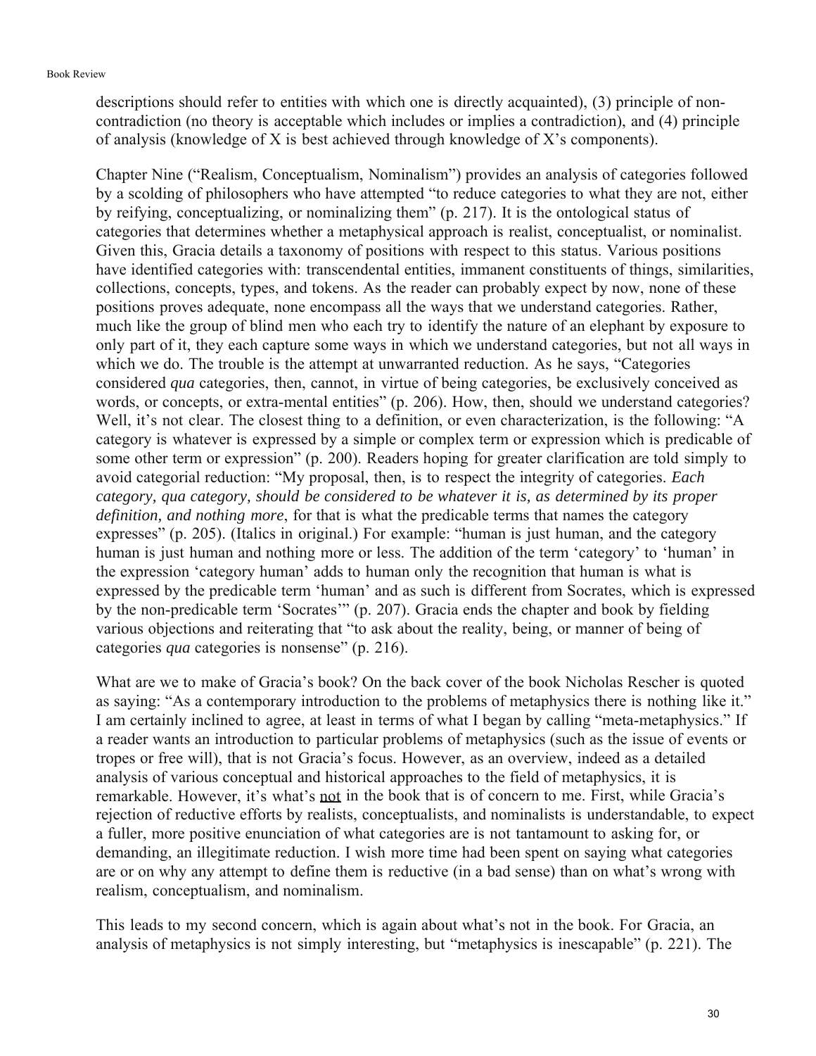descriptions should refer to entities with which one is directly acquainted), (3) principle of non-contradiction (no theory is acceptable which includes or implies a contradiction), and (4) principle of analysis (knowledge of X is best achieved through knowledge of X's components).

Chapter Nine ("Realism, Conceptualism, Nominalism") provides an analysis of categories followed by a scolding of philosophers who have attempted "to reduce categories to what they are not, either by reifying, conceptualizing, or nominalizing them" (p. 217). It is the ontological status of categories that determines whether a metaphysical approach is realist, conceptualist, or nominalist. Given this, Gracia details a taxonomy of positions with respect to this status. Various positions have identified categories with: transcendental entities, immanent constituents of things, similarities, collections, concepts, types, and tokens. As the reader can probably expect by now, none of these positions proves adequate, none encompass all the ways that we understand categories. Rather, much like the group of blind men who each try to identify the nature of an elephant by exposure to only part of it, they each capture some ways in which we understand categories, but not all ways in which we do. The trouble is the attempt at unwarranted reduction. As he says, "Categories considered *qua* categories, then, cannot, in virtue of being categories, be exclusively conceived as words, or concepts, or extra-mental entities" (p. 206). How, then, should we understand categories? Well, it's not clear. The closest thing to a definition, or even characterization, is the following: "A category is whatever is expressed by a simple or complex term or expression which is predicable of some other term or expression" (p. 200). Readers hoping for greater clarification are told simply to avoid categorial reduction: "My proposal, then, is to respect the integrity of categories. *Each category, qua category, should be considered to be whatever it is, as determined by its proper definition, and nothing more*, for that is what the predicable terms that names the category expresses" (p. 205). (Italics in original.) For example: "human is just human, and the category human is just human and nothing more or less. The addition of the term 'category' to 'human' in the expression 'category human' adds to human only the recognition that human is what is expressed by the predicable term 'human' and as such is different from Socrates, which is expressed by the non-predicable term 'Socrates'" (p. 207). Gracia ends the chapter and book by fielding various objections and reiterating that "to ask about the reality, being, or manner of being of categories *qua* categories is nonsense" (p. 216).

What are we to make of Gracia's book? On the back cover of the book Nicholas Rescher is quoted as saying: "As a contemporary introduction to the problems of metaphysics there is nothing like it." I am certainly inclined to agree, at least in terms of what I began by calling "meta-metaphysics." If a reader wants an introduction to particular problems of metaphysics (such as the issue of events or tropes or free will), that is not Gracia's focus. However, as an overview, indeed as a detailed analysis of various conceptual and historical approaches to the field of metaphysics, it is remarkable. However, it's what's <u>not</u> in the book that is of concern to me. First, while Gracia's rejection of reductive efforts by realists, conceptualists, and nominalists is understandable, to expect a fuller, more positive enunciation of what categories are is not tantamount to asking for, or demanding, an illegitimate reduction. I wish more time had been spent on saying what categories are or on why any attempt to define them is reductive (in a bad sense) than on what's wrong with realism, conceptualism, and nominalism.

This leads to my second concern, which is again about what's not in the book. For Gracia, an analysis of metaphysics is not simply interesting, but "metaphysics is inescapable" (p. 221). The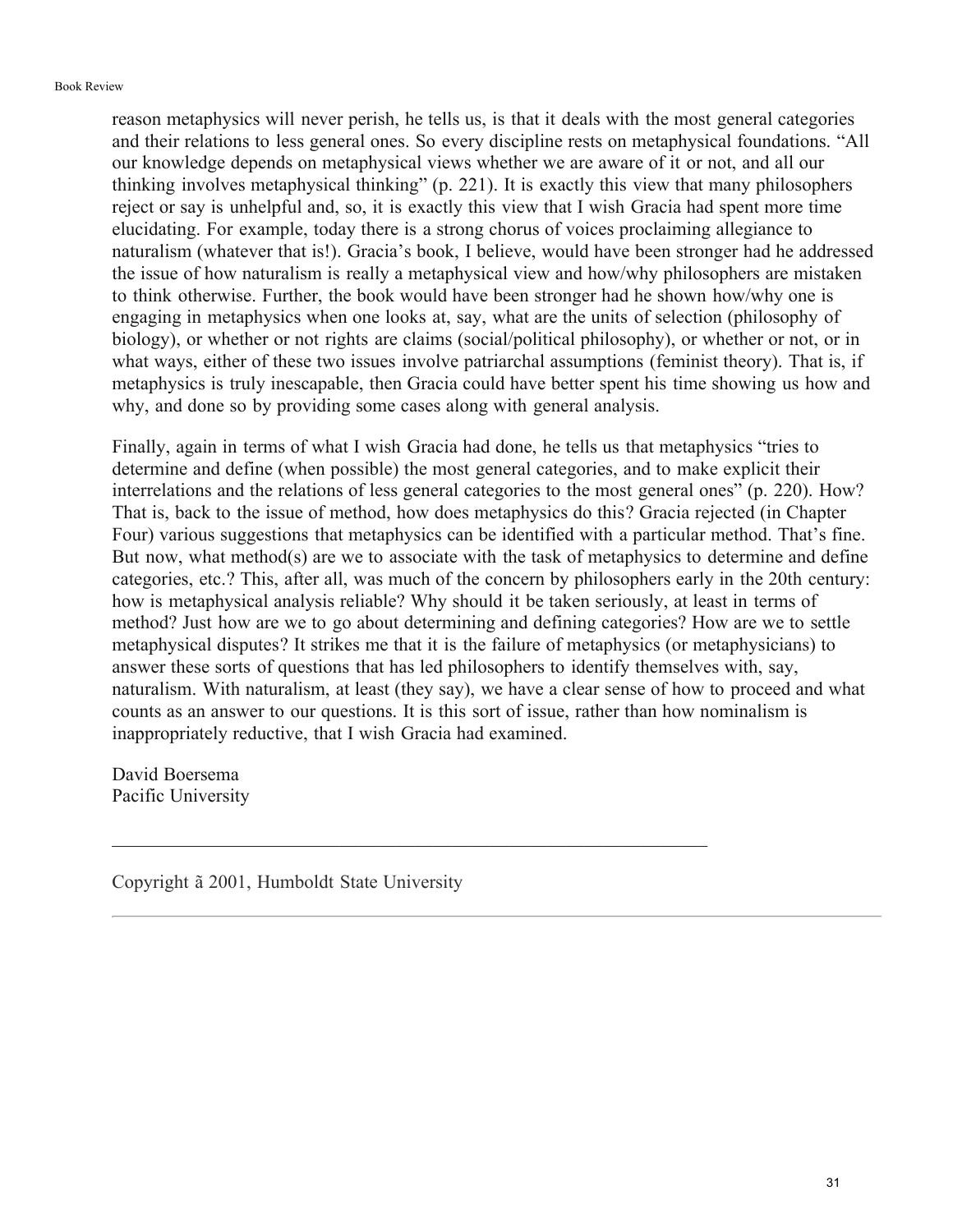reason metaphysics will never perish, he tells us, is that it deals with the most general categories and their relations to less general ones. So every discipline rests on metaphysical foundations. "All our knowledge depends on metaphysical views whether we are aware of it or not, and all our thinking involves metaphysical thinking" (p. 221). It is exactly this view that many philosophers reject or say is unhelpful and, so, it is exactly this view that I wish Gracia had spent more time elucidating. For example, today there is a strong chorus of voices proclaiming allegiance to naturalism (whatever that is!). Gracia's book, I believe, would have been stronger had he addressed the issue of how naturalism is really a metaphysical view and how/why philosophers are mistaken to think otherwise. Further, the book would have been stronger had he shown how/why one is engaging in metaphysics when one looks at, say, what are the units of selection (philosophy of biology), or whether or not rights are claims (social/political philosophy), or whether or not, or in what ways, either of these two issues involve patriarchal assumptions (feminist theory). That is, if metaphysics is truly inescapable, then Gracia could have better spent his time showing us how and why, and done so by providing some cases along with general analysis.

Finally, again in terms of what I wish Gracia had done, he tells us that metaphysics "tries to determine and define (when possible) the most general categories, and to make explicit their interrelations and the relations of less general categories to the most general ones" (p. 220). How? That is, back to the issue of method, how does metaphysics do this? Gracia rejected (in Chapter Four) various suggestions that metaphysics can be identified with a particular method. That's fine. But now, what method(s) are we to associate with the task of metaphysics to determine and define categories, etc.? This, after all, was much of the concern by philosophers early in the 20th century: how is metaphysical analysis reliable? Why should it be taken seriously, at least in terms of method? Just how are we to go about determining and defining categories? How are we to settle metaphysical disputes? It strikes me that it is the failure of metaphysics (or metaphysicians) to answer these sorts of questions that has led philosophers to identify themselves with, say, naturalism. With naturalism, at least (they say), we have a clear sense of how to proceed and what counts as an answer to our questions. It is this sort of issue, rather than how nominalism is inappropriately reductive, that I wish Gracia had examined.

David Boersema
Pacific University

---

Copyright ã 2001, Humboldt State University